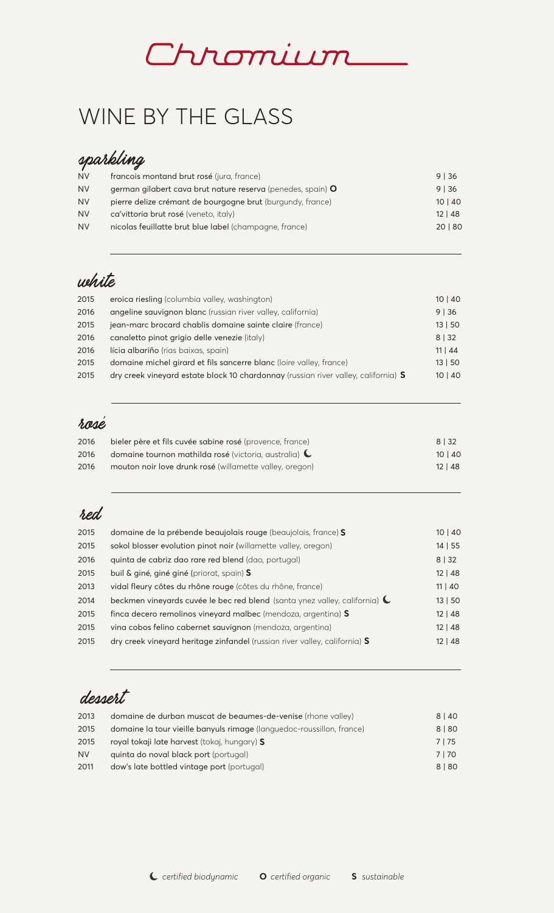# Chromium

## WINE BY THE GLASS

### sparkling

| | | |
|---|---|---|
| NV | **francois montand brut rosé** (jura, france) | 9 \| 36 |
| NV | **german gilabert cava brut nature reserva** (penedes, spain) **O** | 9 \| 36 |
| NV | **pierre delize crémant de bourgogne brut** (burgundy, france) | 10 \| 40 |
| NV | **ca'vittoria brut rosé** (veneto, italy) | 12 \| 48 |
| NV | **nicolas feuillatte brut blue label** (champagne, france) | 20 \| 80 |

### white

| | | |
|---|---|---|
| 2015 | **eroica riesling** (columbia valley, washington) | 10 \| 40 |
| 2016 | **angeline sauvignon blanc** (russian river valley, california) | 9 \| 36 |
| 2015 | **jean-marc brocard chablis domaine sainte claire** (france) | 13 \| 50 |
| 2016 | **canaletto pinot grigio delle venezie** (italy) | 8 \| 32 |
| 2016 | **lícia albariño** (rias baixas, spain) | 11 \| 44 |
| 2015 | **domaine michel girard et fils sancerre blanc** (loire valley, france) | 13 \| 50 |
| 2015 | **dry creek vineyard estate block 10 chardonnay** (russian river valley, california) **S** | 10 \| 40 |

### rosé

| | | |
|---|---|---|
| 2016 | **bieler père et fils cuvée sabine rosé** (provence, france) | 8 \| 32 |
| 2016 | **domaine tournon mathilda rosé** (victoria, australia) ☾ | 10 \| 40 |
| 2016 | **mouton noir love drunk rosé** (willamette valley, oregon) | 12 \| 48 |

### red

| | | |
|---|---|---|
| 2015 | **domaine de la prébende beaujolais rouge** (beaujolais, france) **S** | 10 \| 40 |
| 2015 | **sokol blosser evolution pinot noir** (willamette valley, oregon) | 14 \| 55 |
| 2016 | **quinta de cabriz dao rare red blend** (dao, portugal) | 8 \| 32 |
| 2015 | **buil & giné, giné giné** (priorat, spain) **S** | 12 \| 48 |
| 2013 | **vidal fleury côtes du rhône rouge** (côtes du rhône, france) | 11 \| 40 |
| 2014 | **beckmen vineyards cuvée le bec red blend** (santa ynez valley, california) ☾ | 13 \| 50 |
| 2015 | **finca decero remolinos vineyard malbec** (mendoza, argentina) **S** | 12 \| 48 |
| 2015 | **vina cobos felino cabernet sauvignon** (mendoza, argentina) | 12 \| 48 |
| 2015 | **dry creek vineyard heritage zinfandel** (russian river valley, california) **S** | 12 \| 48 |

### dessert

| | | |
|---|---|---|
| 2013 | **domaine de durban muscat de beaumes-de-venise** (rhone valley) | 8 \| 40 |
| 2015 | **domaine la tour vieille banyuls rimage** (languedoc-roussillon, france) | 8 \| 80 |
| 2015 | **royal tokaji late harvest** (tokaj, hungary) **S** | 7 \| 75 |
| NV | **quinta do noval black port** (portugal) | 7 \| 70 |
| 2011 | **dow's late bottled vintage port** (portugal) | 8 \| 80 |

☾ *certified biodynamic* **O** *certified organic* **S** *sustainable*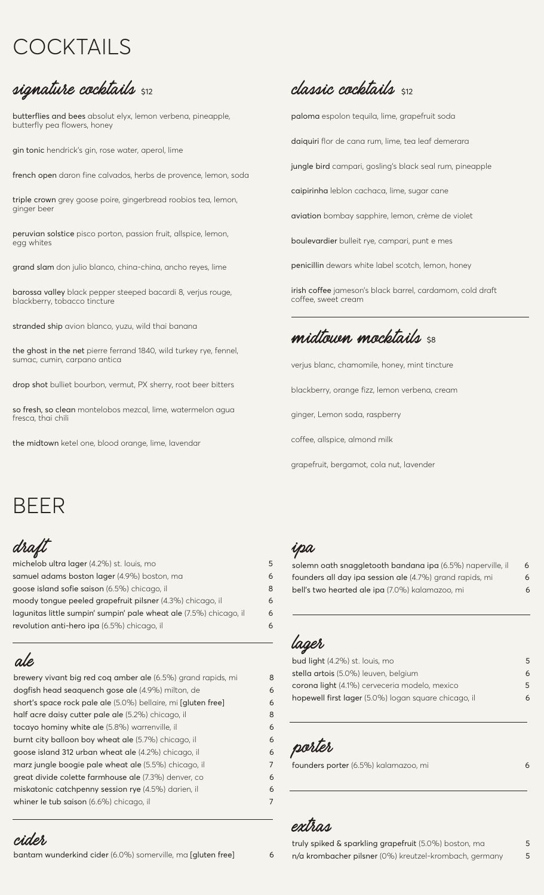# COCKTAILS

## signature cocktails $12

**butterflies and bees** absolut elyx, lemon verbena, pineapple, butterfly pea flowers, honey

**gin tonic** hendrick's gin, rose water, aperol, lime

**french open** daron fine calvados, herbs de provence, lemon, soda

**triple crown** grey goose poire, gingerbread roobios tea, lemon, ginger beer

**peruvian solstice** pisco porton, passion fruit, allspice, lemon, egg whites

**grand slam** don julio blanco, china-china, ancho reyes, lime

**barossa valley** black pepper steeped bacardi 8, verjus rouge, blackberry, tobacco tincture

**stranded ship** avion blanco, yuzu, wild thai banana

**the ghost in the net** pierre ferrand 1840, wild turkey rye, fennel, sumac, cumin, carpano antica

**drop shot** bulliet bourbon, vermut, PX sherry, root beer bitters

**so fresh, so clean** montelobos mezcal, lime, watermelon agua fresca, thai chili

**the midtown** ketel one, blood orange, lime, lavendar

## classic cocktails $12

**paloma** espolon tequila, lime, grapefruit soda

**daiquiri** flor de cana rum, lime, tea leaf demerara

**jungle bird** campari, gosling's black seal rum, pineapple

**caipirinha** leblon cachaca, lime, sugar cane

**aviation** bombay sapphire, lemon, crème de violet

**boulevardier** bulleit rye, campari, punt e mes

**penicillin** dewars white label scotch, lemon, honey

**irish coffee** jameson's black barrel, cardamom, cold draft coffee, sweet cream

## midtown mocktails $8

verjus blanc, chamomile, honey, mint tincture

blackberry, orange fizz, lemon verbena, cream

ginger, Lemon soda, raspberry

coffee, allspice, almond milk

grapefruit, bergamot, cola nut, lavender

# BEER

## draft

| | |
|---|---|
| **michelob ultra lager** (4.2%) st. louis, mo | 5 |
| **samuel adams boston lager** (4.9%) boston, ma | 6 |
| **goose island sofie saison** (6.5%) chicago, il | 8 |
| **moody tongue peeled grapefruit pilsner** (4.3%) chicago, il | 6 |
| **lagunitas little sumpin' sumpin' pale wheat ale** (7.5%) chicago, il | 6 |
| **revolution anti-hero ipa** (6.5%) chicago, il | 6 |

## ale

| | |
|---|---|
| **brewery vivant big red coq amber ale** (6.5%) grand rapids, mi | 8 |
| **dogfish head seaquench gose ale** (4.9%) milton, de | 6 |
| **short's space rock pale ale** (5.0%) bellaire, mi [gluten free] | 6 |
| **half acre daisy cutter pale ale** (5.2%) chicago, il | 8 |
| **tocayo hominy white ale** (5.8%) warrenville, il | 6 |
| **burnt city balloon boy wheat ale** (5.7%) chicago, il | 6 |
| **goose island 312 urban wheat ale** (4.2%) chicago, il | 6 |
| **marz jungle boogie pale wheat ale** (5.5%) chicago, il | 7 |
| **great divide colette farmhouse ale** (7.3%) denver, co | 6 |
| **miskatonic catchpenny session rye** (4.5%) darien, il | 6 |
| **whiner le tub saison** (6.6%) chicago, il | 7 |

## cider

| | |
|---|---|
| **bantam wunderkind cider** (6.0%) somerville, ma [gluten free] | 6 |

## ipa

| | |
|---|---|
| **solemn oath snaggletooth bandana ipa** (6.5%) naperville, il | 6 |
| **founders all day ipa session ale** (4.7%) grand rapids, mi | 6 |
| **bell's two hearted ale ipa** (7.0%) kalamazoo, mi | 6 |

## lager

| | |
|---|---|
| **bud light** (4.2%) st. louis, mo | 5 |
| **stella artois** (5.0%) leuven, belgium | 6 |
| **corona light** (4.1%) cerveceria modelo, mexico | 5 |
| **hopewell first lager** (5.0%) logan square chicago, il | 6 |

## porter

| | |
|---|---|
| **founders porter** (6.5%) kalamazoo, mi | 6 |

## extras

| | |
|---|---|
| **truly spiked & sparkling grapefruit** (5.0%) boston, ma | 5 |
| **n/a krombacher pilsner** (0%) kreutzel-krombach, germany | 5 |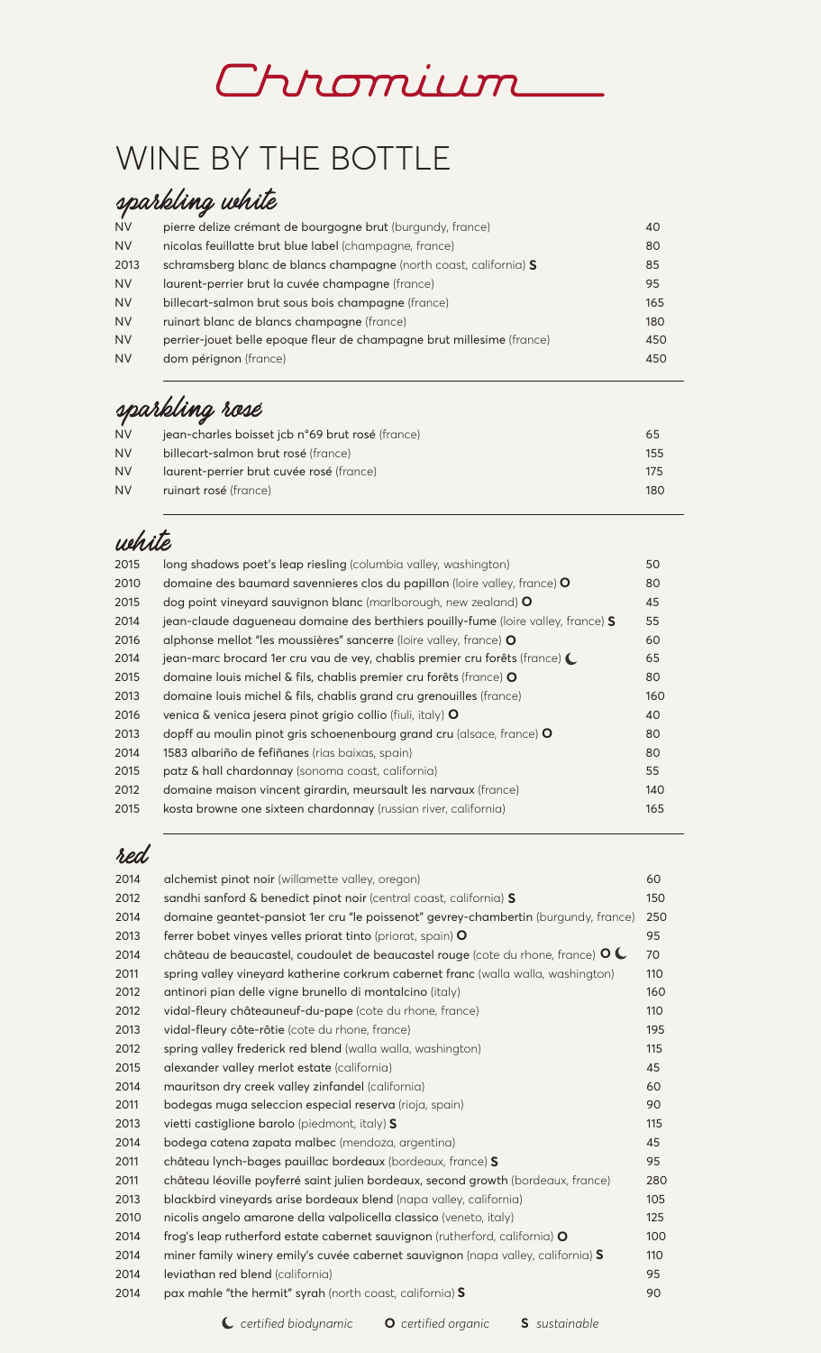# Chromium

## WINE BY THE BOTTLE

### sparkling white

| | | |
|---|---|---|
| NV | pierre delize crémant de bourgogne brut (burgundy, france) | 40 |
| NV | nicolas feuillatte brut blue label (champagne, france) | 80 |
| 2013 | schramsberg blanc de blancs champagne (north coast, california) **S** | 85 |
| NV | laurent-perrier brut la cuvée champagne (france) | 95 |
| NV | billecart-salmon brut sous bois champagne (france) | 165 |
| NV | ruinart blanc de blancs champagne (france) | 180 |
| NV | perrier-jouet belle epoque fleur de champagne brut millesime (france) | 450 |
| NV | dom pérignon (france) | 450 |

### sparkling rosé

| | | |
|---|---|---|
| NV | jean-charles boisset jcb n°69 brut rosé (france) | 65 |
| NV | billecart-salmon brut rosé (france) | 155 |
| NV | laurent-perrier brut cuvée rosé (france) | 175 |
| NV | ruinart rosé (france) | 180 |

### white

| | | |
|---|---|---|
| 2015 | long shadows poet's leap riesling (columbia valley, washington) | 50 |
| 2010 | domaine des baumard savennieres clos du papillon (loire valley, france) **O** | 80 |
| 2015 | dog point vineyard sauvignon blanc (marlborough, new zealand) **O** | 45 |
| 2014 | jean-claude dagueneau domaine des berthiers pouilly-fume (loire valley, france) **S** | 55 |
| 2016 | alphonse mellot "les moussières" sancerre (loire valley, france) **O** | 60 |
| 2014 | jean-marc brocard 1er cru vau de vey, chablis premier cru forêts (france) ☾ | 65 |
| 2015 | domaine louis michel & fils, chablis premier cru forêts (france) **O** | 80 |
| 2013 | domaine louis michel & fils, chablis grand cru grenouilles (france) | 160 |
| 2016 | venica & venica jesera pinot grigio collio (fiuli, italy) **O** | 40 |
| 2013 | dopff au moulin pinot gris schoenenbourg grand cru (alsace, france) **O** | 80 |
| 2014 | 1583 albariño de fefiñanes (rias baixas, spain) | 80 |
| 2015 | patz & hall chardonnay (sonoma coast, california) | 55 |
| 2012 | domaine maison vincent girardin, meursault les narvaux (france) | 140 |
| 2015 | kosta browne one sixteen chardonnay (russian river, california) | 165 |

### red

| | | |
|---|---|---|
| 2014 | alchemist pinot noir (willamette valley, oregon) | 60 |
| 2012 | sandhi sanford & benedict pinot noir (central coast, california) **S** | 150 |
| 2014 | domaine geantet-pansiot 1er cru "le poissenot" gevrey-chambertin (burgundy, france) | 250 |
| 2013 | ferrer bobet vinyes velles priorat tinto (priorat, spain) **O** | 95 |
| 2014 | château de beaucastel, coudoulet de beaucastel rouge (cote du rhone, france) **O** ☾ | 70 |
| 2011 | spring valley vineyard katherine corkrum cabernet franc (walla walla, washington) | 110 |
| 2012 | antinori pian delle vigne brunello di montalcino (italy) | 160 |
| 2012 | vidal-fleury châteauneuf-du-pape (cote du rhone, france) | 110 |
| 2013 | vidal-fleury côte-rôtie (cote du rhone, france) | 195 |
| 2012 | spring valley frederick red blend (walla walla, washington) | 115 |
| 2015 | alexander valley merlot estate (california) | 45 |
| 2014 | mauritson dry creek valley zinfandel (california) | 60 |
| 2011 | bodegas muga seleccion especial reserva (rioja, spain) | 90 |
| 2013 | vietti castiglione barolo (piedmont, italy) **S** | 115 |
| 2014 | bodega catena zapata malbec (mendoza, argentina) | 45 |
| 2011 | château lynch-bages pauillac bordeaux (bordeaux, france) **S** | 95 |
| 2011 | château léoville poyferré saint julien bordeaux, second growth (bordeaux, france) | 280 |
| 2013 | blackbird vineyards arise bordeaux blend (napa valley, california) | 105 |
| 2010 | nicolis angelo amarone della valpolicella classico (veneto, italy) | 125 |
| 2014 | frog's leap rutherford estate cabernet sauvignon (rutherford, california) **O** | 100 |
| 2014 | miner family winery emily's cuvée cabernet sauvignon (napa valley, california) **S** | 110 |
| 2014 | leviathan red blend (california) | 95 |
| 2014 | pax mahle "the hermit" syrah (north coast, california) **S** | 90 |

☾ *certified biodynamic* **O** *certified organic* **S** *sustainable*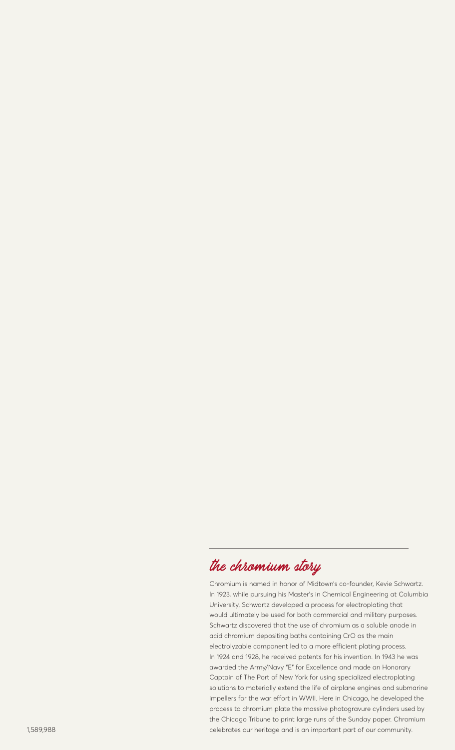## the chromium story

Chromium is named in honor of Midtown's co-founder, Kevie Schwartz. In 1923, while pursuing his Master's in Chemical Engineering at Columbia University, Schwartz developed a process for electroplating that would ultimately be used for both commercial and military purposes. Schwartz discovered that the use of chromium as a soluble anode in acid chromium depositing baths containing CrO as the main electrolyzable component led to a more efficient plating process. In 1924 and 1928, he received patents for his invention. In 1943 he was awarded the Army/Navy "E" for Excellence and made an Honorary Captain of The Port of New York for using specialized electroplating solutions to materially extend the life of airplane engines and submarine impellers for the war effort in WWII. Here in Chicago, he developed the process to chromium plate the massive photogravure cylinders used by the Chicago Tribune to print large runs of the Sunday paper. Chromium celebrates our heritage and is an important part of our community.

1,589,988